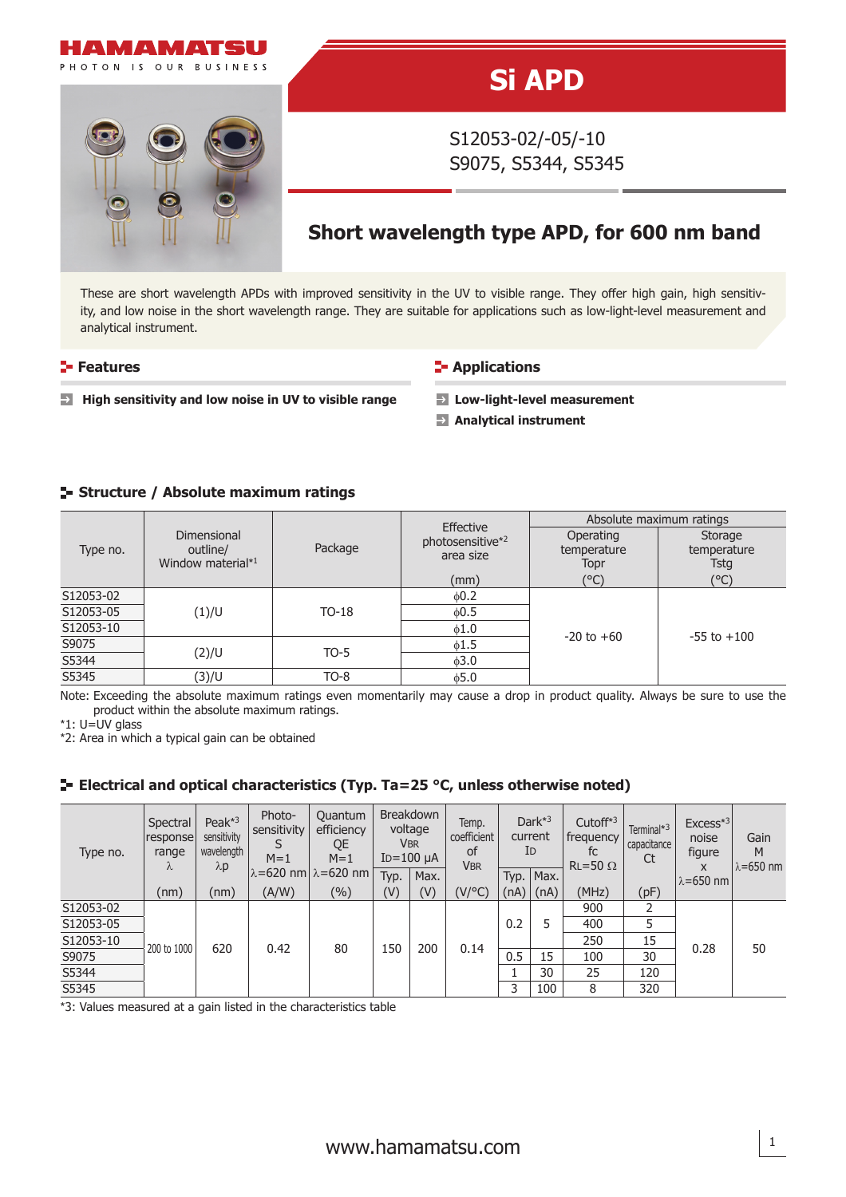# Si APD

S12053-02/-05/-10
S9075, S5344, S5345

## Short wavelength type APD, for 600 nm band

These are short wavelength APDs with improved sensitivity in the UV to visible range. They offer high gain, high sensitivity, and low noise in the short wavelength range. They are suitable for applications such as low-light-level measurement and analytical instrument.

### Features

- **High sensitivity and low noise in UV to visible range**

### Applications

- **Low-light-level measurement**
- **Analytical instrument**

### Structure / Absolute maximum ratings

| Type no. | Dimensional outline/ Window material*1 | Package | Effective photosensitive*2 area size (mm) | Absolute maximum ratings: Operating temperature Topr (°C) | Absolute maximum ratings: Storage temperature Tstg (°C) |
|---|---|---|---|---|---|
| S12053-02 | (1)/U | TO-18 | ϕ0.2 | -20 to +60 | -55 to +100 |
| S12053-05 | | | ϕ0.5 | | |
| S12053-10 | | | ϕ1.0 | | |
| S9075 | (2)/U | TO-5 | ϕ1.5 | | |
| S5344 | | | ϕ3.0 | | |
| S5345 | (3)/U | TO-8 | ϕ5.0 | | |

Note: Exceeding the absolute maximum ratings even momentarily may cause a drop in product quality. Always be sure to use the product within the absolute maximum ratings.

*1: U=UV glass

*2: Area in which a typical gain can be obtained

### Electrical and optical characteristics (Typ. Ta=25 °C, unless otherwise noted)

| Type no. | Spectral response range λ (nm) | Peak*3 sensitivity wavelength λp (nm) | Photo-sensitivity S M=1 λ=620 nm (A/W) | Quantum efficiency QE M=1 λ=620 nm (%) | Breakdown voltage VBR ID=100 μA Typ. (V) | Breakdown voltage VBR ID=100 μA Max. (V) | Temp. coefficient of VBR (V/°C) | Dark*3 current ID Typ. (nA) | Dark*3 current ID Max. (nA) | Cutoff*3 frequency fc RL=50 Ω (MHz) | Terminal*3 capacitance Ct (pF) | Excess*3 noise figure x λ=650 nm | Gain M λ=650 nm |
|---|---|---|---|---|---|---|---|---|---|---|---|---|---|
| S12053-02 | 200 to 1000 | 620 | 0.42 | 80 | 150 | 200 | 0.14 | 0.2 | 5 | 900 | 2 | 0.28 | 50 |
| S12053-05 | | | | | | | | | | 400 | 5 | | |
| S12053-10 | | | | | | | | | | 250 | 15 | | |
| S9075 | | | | | | | | 0.5 | 15 | 100 | 30 | | |
| S5344 | | | | | | | | 1 | 30 | 25 | 120 | | |
| S5345 | | | | | | | | 3 | 100 | 8 | 320 | | |

*3: Values measured at a gain listed in the characteristics table

www.hamamatsu.com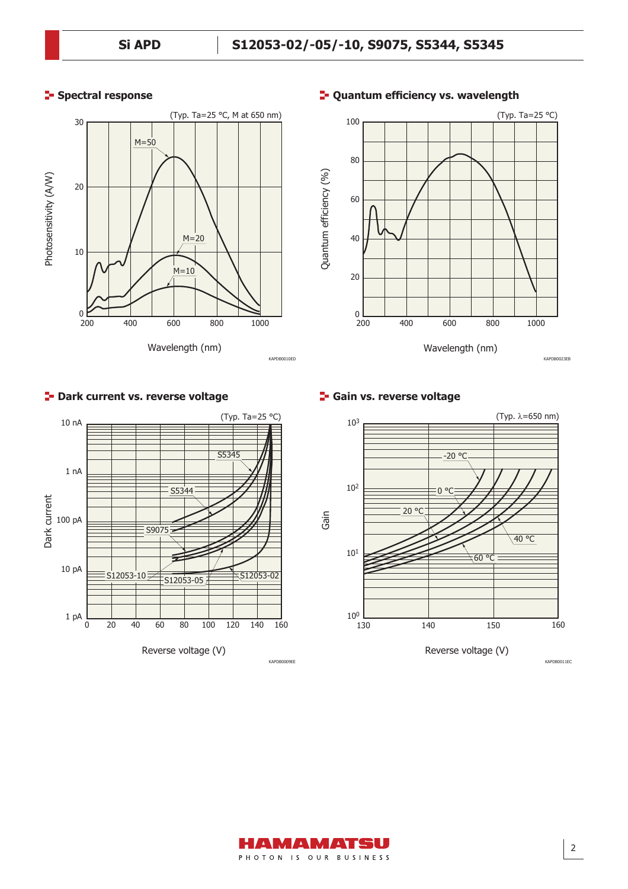## Spectral response

(Typ. Ta=25 °C, M at 650 nm)

KAPDB0010ED

## Quantum efficiency vs. wavelength

(Typ. Ta=25 °C)

KAPDB0023EB

## Dark current vs. reverse voltage

(Typ. Ta=25 °C)

KAPDB0009EE

## Gain vs. reverse voltage

(Typ. λ=650 nm)

KAPDB0011EC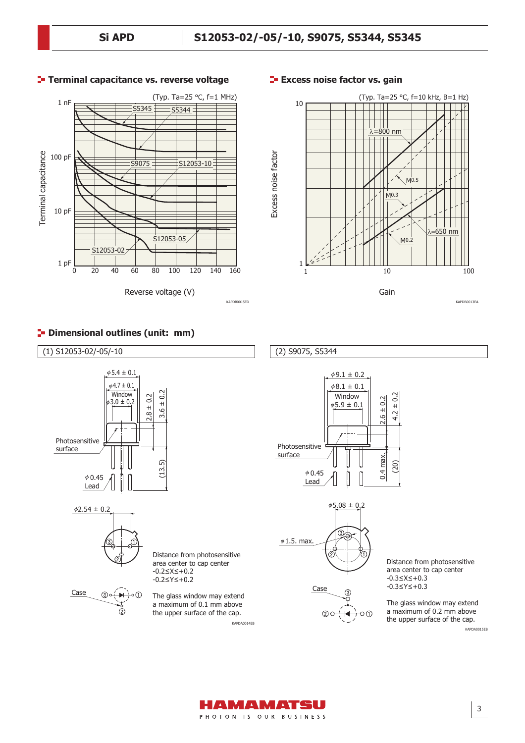## Terminal capacitance vs. reverse voltage

(Typ. Ta=25 °C, f=1 MHz)

Terminal capacitance: 1 pF, 10 pF, 100 pF, 1 nF

Reverse voltage (V): 0, 20, 40, 60, 80, 100, 120, 140, 160

S5345, S5344, S9075, S12053-10, S12053-05, S12053-02

KAPDB0015ED

## Excess noise factor vs. gain

(Typ. Ta=25 °C, f=10 kHz, B=1 Hz)

Excess noise factor: 1, 10

Gain: 1, 10, 100

λ=800 nm, λ=650 nm, $M^{0.5}$, $M^{0.3}$, $M^{0.2}$

KAPDB0013EA

## Dimensional outlines (unit: mm)

### (1) S12053-02/-05/-10

φ5.4 ± 0.1
φ4.7 ± 0.1
Window φ3.0 ± 0.2
2.8 ± 0.2
3.6 ± 0.2
Photosensitive surface
φ0.45 Lead
(13.5)
φ2.54 ± 0.2
Case

Distance from photosensitive area center to cap center
-0.2≤X≤+0.2
-0.2≤Y≤+0.2

The glass window may extend a maximum of 0.1 mm above the upper surface of the cap.

KAPDA0014EB

### (2) S9075, S5344

φ9.1 ± 0.2
φ8.1 ± 0.1
Window φ5.9 ± 0.1
2.6 ± 0.2
4.2 ± 0.2
Photosensitive surface
φ0.45 Lead
0.4 max.
(20)
φ5.08 ± 0.2
φ1.5. max.
Case

Distance from photosensitive area center to cap center
-0.3≤X≤+0.3
-0.3≤Y≤+0.3

The glass window may extend a maximum of 0.2 mm above the upper surface of the cap.

KAPDA0015EB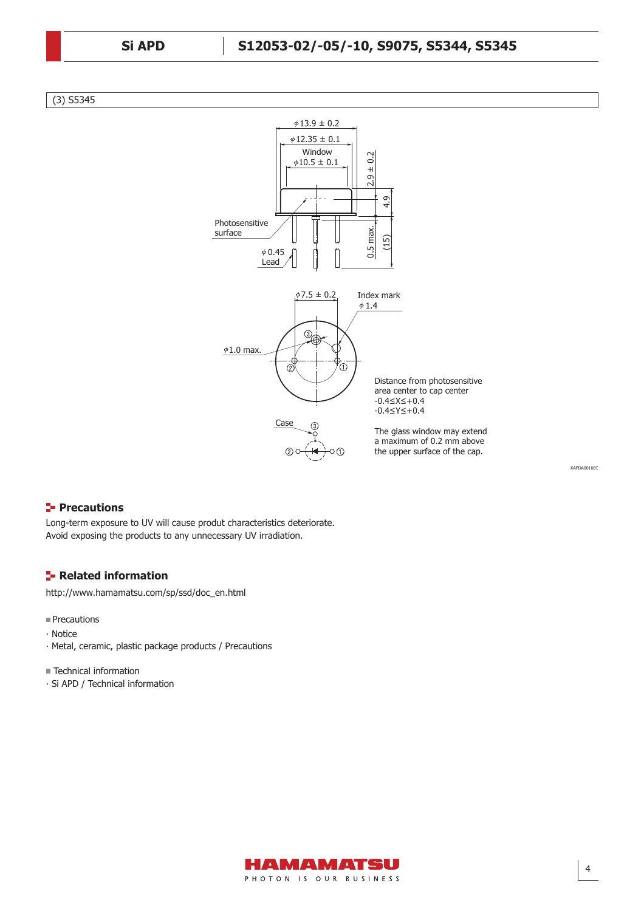(3) S5345

Distance from photosensitive area center to cap center
-0.4≤X≤+0.4
-0.4≤Y≤+0.4

The glass window may extend a maximum of 0.2 mm above the upper surface of the cap.

KAPDA0016EC

## Precautions

Long-term exposure to UV will cause produt characteristics deteriorate.
Avoid exposing the products to any unnecessary UV irradiation.

## Related information

http://www.hamamatsu.com/sp/ssd/doc_en.html

■ Precautions
· Notice
· Metal, ceramic, plastic package products / Precautions

■ Technical information
· Si APD / Technical information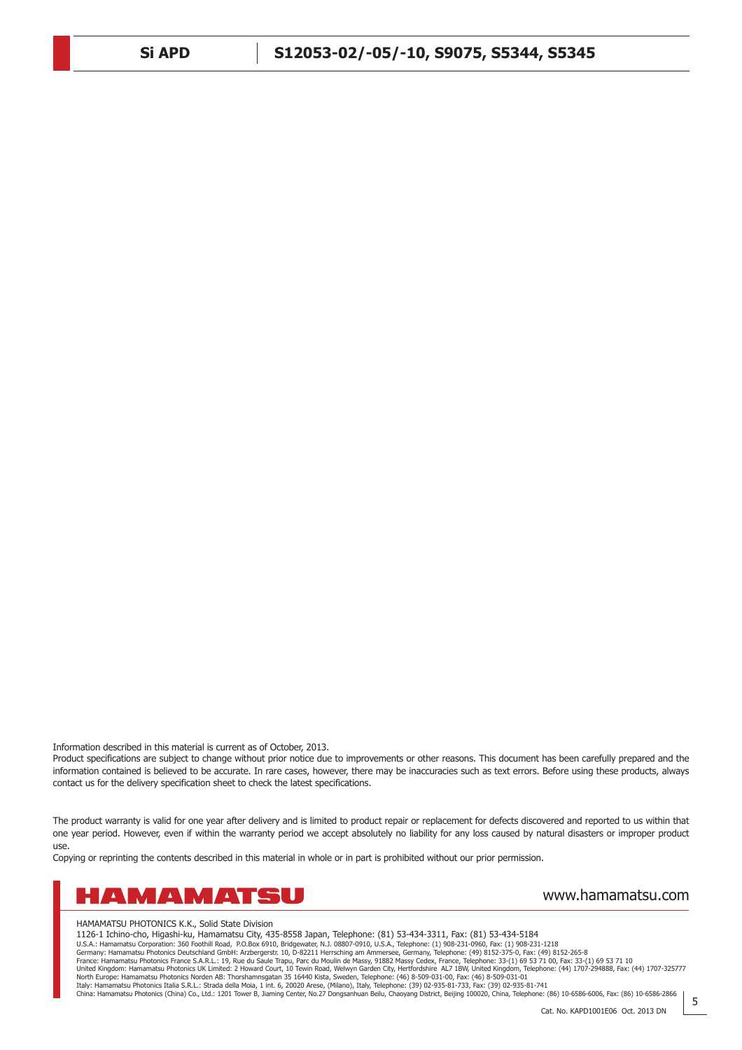Information described in this material is current as of October, 2013.

Product specifications are subject to change without prior notice due to improvements or other reasons. This document has been carefully prepared and the information contained is believed to be accurate. In rare cases, however, there may be inaccuracies such as text errors. Before using these products, always contact us for the delivery specification sheet to check the latest specifications.

The product warranty is valid for one year after delivery and is limited to product repair or replacement for defects discovered and reported to us within that one year period. However, even if within the warranty period we accept absolutely no liability for any loss caused by natural disasters or improper product use.

Copying or reprinting the contents described in this material in whole or in part is prohibited without our prior permission.

**HAMAMATSU**

www.hamamatsu.com

HAMAMATSU PHOTONICS K.K., Solid State Division

1126-1 Ichino-cho, Higashi-ku, Hamamatsu City, 435-8558 Japan, Telephone: (81) 53-434-3311, Fax: (81) 53-434-5184

U.S.A.: Hamamatsu Corporation: 360 Foothill Road, P.O.Box 6910, Bridgewater, N.J. 08807-0910, U.S.A., Telephone: (1) 908-231-0960, Fax: (1) 908-231-1218

Germany: Hamamatsu Photonics Deutschland GmbH: Arzbergerstr. 10, D-82211 Herrsching am Ammersee, Germany, Telephone: (49) 8152-375-0, Fax: (49) 8152-265-8

France: Hamamatsu Photonics France S.A.R.L.: 19, Rue du Saule Trapu, Parc du Moulin de Massy, 91882 Massy Cedex, France, Telephone: 33-(1) 69 53 71 00, Fax: 33-(1) 69 53 71 10

United Kingdom: Hamamatsu Photonics UK Limited: 2 Howard Court, 10 Tewin Road, Welwyn Garden City, Hertfordshire AL7 1BW, United Kingdom, Telephone: (44) 1707-294888, Fax: (44) 1707-325777

North Europe: Hamamatsu Photonics Norden AB: Thorshamnsgatan 35 16440 Kista, Sweden, Telephone: (46) 8-509-031-00, Fax: (46) 8-509-031-01

Italy: Hamamatsu Photonics Italia S.R.L.: Strada della Moia, 1 int. 6, 20020 Arese, (Milano), Italy, Telephone: (39) 02-935-81-733, Fax: (39) 02-935-81-741

China: Hamamatsu Photonics (China) Co., Ltd.: 1201 Tower B, Jiaming Center, No.27 Dongsanhuan Beilu, Chaoyang District, Beijing 100020, China, Telephone: (86) 10-6586-6006, Fax: (86) 10-6586-2866

Cat. No. KAPD1001E06 Oct. 2013 DN